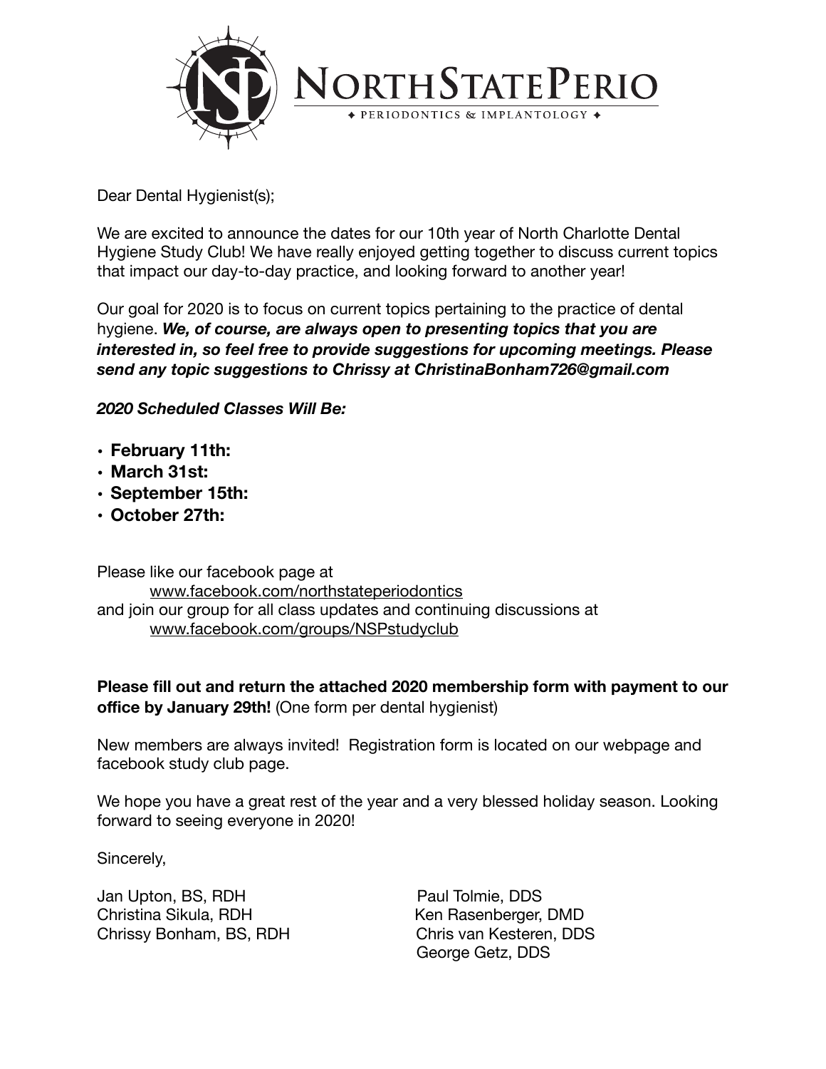# NORTHSTATEPERIO

✦ PERIODONTICS & IMPLANTOLOGY ✦

Dear Dental Hygienist(s);

We are excited to announce the dates for our 10th year of North Charlotte Dental Hygiene Study Club! We have really enjoyed getting together to discuss current topics that impact our day-to-day practice, and looking forward to another year!

Our goal for 2020 is to focus on current topics pertaining to the practice of dental hygiene. ***We, of course, are always open to presenting topics that you are interested in, so feel free to provide suggestions for upcoming meetings. Please send any topic suggestions to Chrissy at ChristinaBonham726@gmail.com***

***2020 Scheduled Classes Will Be:***

- **February 11th:**
- **March 31st:**
- **September 15th:**
- **October 27th:**

Please like our facebook page at
www.facebook.com/northstateperiodontics
and join our group for all class updates and continuing discussions at
www.facebook.com/groups/NSPstudyclub

**Please fill out and return the attached 2020 membership form with payment to our office by January 29th!** (One form per dental hygienist)

New members are always invited! Registration form is located on our webpage and facebook study club page.

We hope you have a great rest of the year and a very blessed holiday season. Looking forward to seeing everyone in 2020!

Sincerely,

Jan Upton, BS, RDH
Christina Sikula, RDH
Chrissy Bonham, BS, RDH

Paul Tolmie, DDS
Ken Rasenberger, DMD
Chris van Kesteren, DDS
George Getz, DDS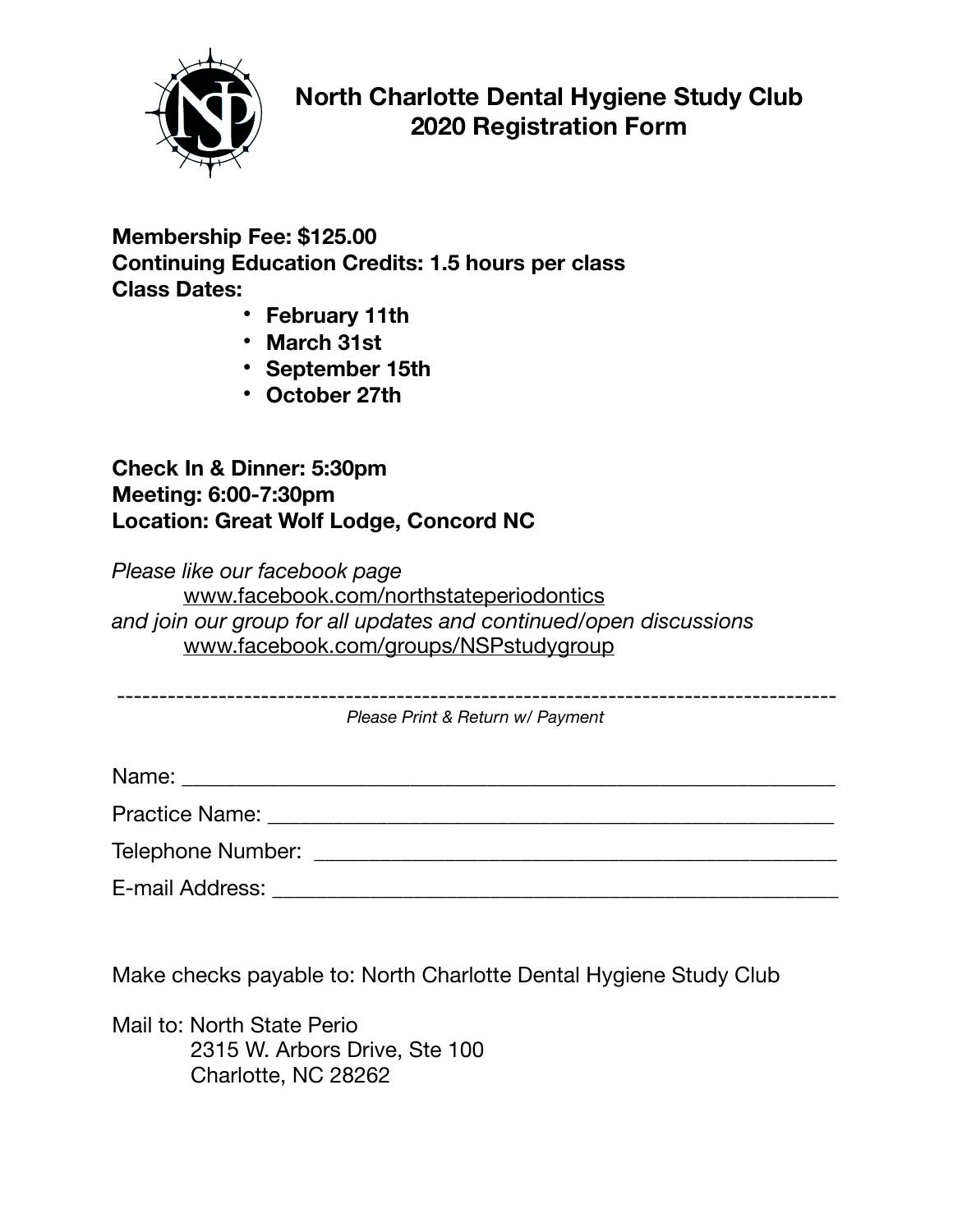# North Charlotte Dental Hygiene Study Club 2020 Registration Form

**Membership Fee: $125.00**
**Continuing Education Credits: 1.5 hours per class**
**Class Dates:**

- **February 11th**
- **March 31st**
- **September 15th**
- **October 27th**

**Check In & Dinner: 5:30pm**
**Meeting: 6:00-7:30pm**
**Location: Great Wolf Lodge, Concord NC**

*Please like our facebook page*
www.facebook.com/northstateperiodontics
*and join our group for all updates and continued/open discussions*
www.facebook.com/groups/NSPstudygroup

-----------------------------------------------------------------------------------

*Please Print & Return w/ Payment*

Name: ___________________________________________________________

Practice Name: ____________________________________________________

Telephone Number: ________________________________________________

E-mail Address: ___________________________________________________

Make checks payable to: North Charlotte Dental Hygiene Study Club

Mail to: North State Perio
2315 W. Arbors Drive, Ste 100
Charlotte, NC 28262